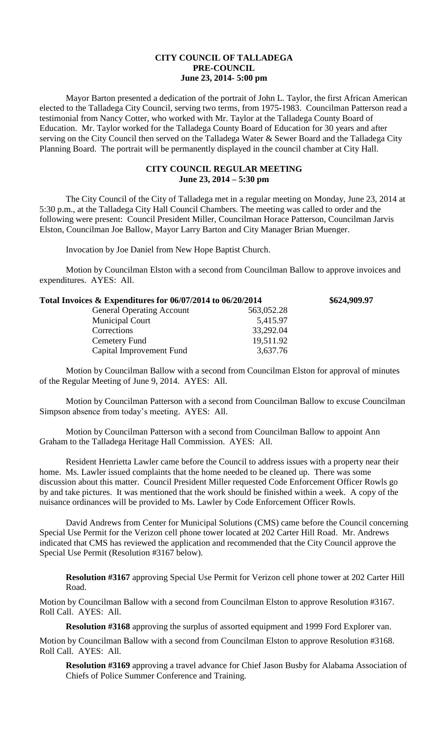**CITY COUNCIL OF TALLADEGA**
**PRE-COUNCIL**
**June 23, 2014- 5:00 pm**

Mayor Barton presented a dedication of the portrait of John L. Taylor, the first African American elected to the Talladega City Council, serving two terms, from 1975-1983. Councilman Patterson read a testimonial from Nancy Cotter, who worked with Mr. Taylor at the Talladega County Board of Education. Mr. Taylor worked for the Talladega County Board of Education for 30 years and after serving on the City Council then served on the Talladega Water & Sewer Board and the Talladega City Planning Board. The portrait will be permanently displayed in the council chamber at City Hall.

**CITY COUNCIL REGULAR MEETING**
**June 23, 2014 – 5:30 pm**

The City Council of the City of Talladega met in a regular meeting on Monday, June 23, 2014 at 5:30 p.m., at the Talladega City Hall Council Chambers. The meeting was called to order and the following were present: Council President Miller, Councilman Horace Patterson, Councilman Jarvis Elston, Councilman Joe Ballow, Mayor Larry Barton and City Manager Brian Muenger.

Invocation by Joe Daniel from New Hope Baptist Church.

Motion by Councilman Elston with a second from Councilman Ballow to approve invoices and expenditures. AYES: All.

| **Total Invoices & Expenditures for 06/07/2014 to 06/20/2014** | | **\$624,909.97** |
|---|---|---|
| General Operating Account | 563,052.28 | |
| Municipal Court | 5,415.97 | |
| Corrections | 33,292.04 | |
| Cemetery Fund | 19,511.92 | |
| Capital Improvement Fund | 3,637.76 | |

Motion by Councilman Ballow with a second from Councilman Elston for approval of minutes of the Regular Meeting of June 9, 2014. AYES: All.

Motion by Councilman Patterson with a second from Councilman Ballow to excuse Councilman Simpson absence from today's meeting. AYES: All.

Motion by Councilman Patterson with a second from Councilman Ballow to appoint Ann Graham to the Talladega Heritage Hall Commission. AYES: All.

Resident Henrietta Lawler came before the Council to address issues with a property near their home. Ms. Lawler issued complaints that the home needed to be cleaned up. There was some discussion about this matter. Council President Miller requested Code Enforcement Officer Rowls go by and take pictures. It was mentioned that the work should be finished within a week. A copy of the nuisance ordinances will be provided to Ms. Lawler by Code Enforcement Officer Rowls.

David Andrews from Center for Municipal Solutions (CMS) came before the Council concerning Special Use Permit for the Verizon cell phone tower located at 202 Carter Hill Road. Mr. Andrews indicated that CMS has reviewed the application and recommended that the City Council approve the Special Use Permit (Resolution #3167 below).

**Resolution #3167** approving Special Use Permit for Verizon cell phone tower at 202 Carter Hill Road.

Motion by Councilman Ballow with a second from Councilman Elston to approve Resolution #3167. Roll Call. AYES: All.

**Resolution #3168** approving the surplus of assorted equipment and 1999 Ford Explorer van.

Motion by Councilman Ballow with a second from Councilman Elston to approve Resolution #3168. Roll Call. AYES: All.

**Resolution #3169** approving a travel advance for Chief Jason Busby for Alabama Association of Chiefs of Police Summer Conference and Training.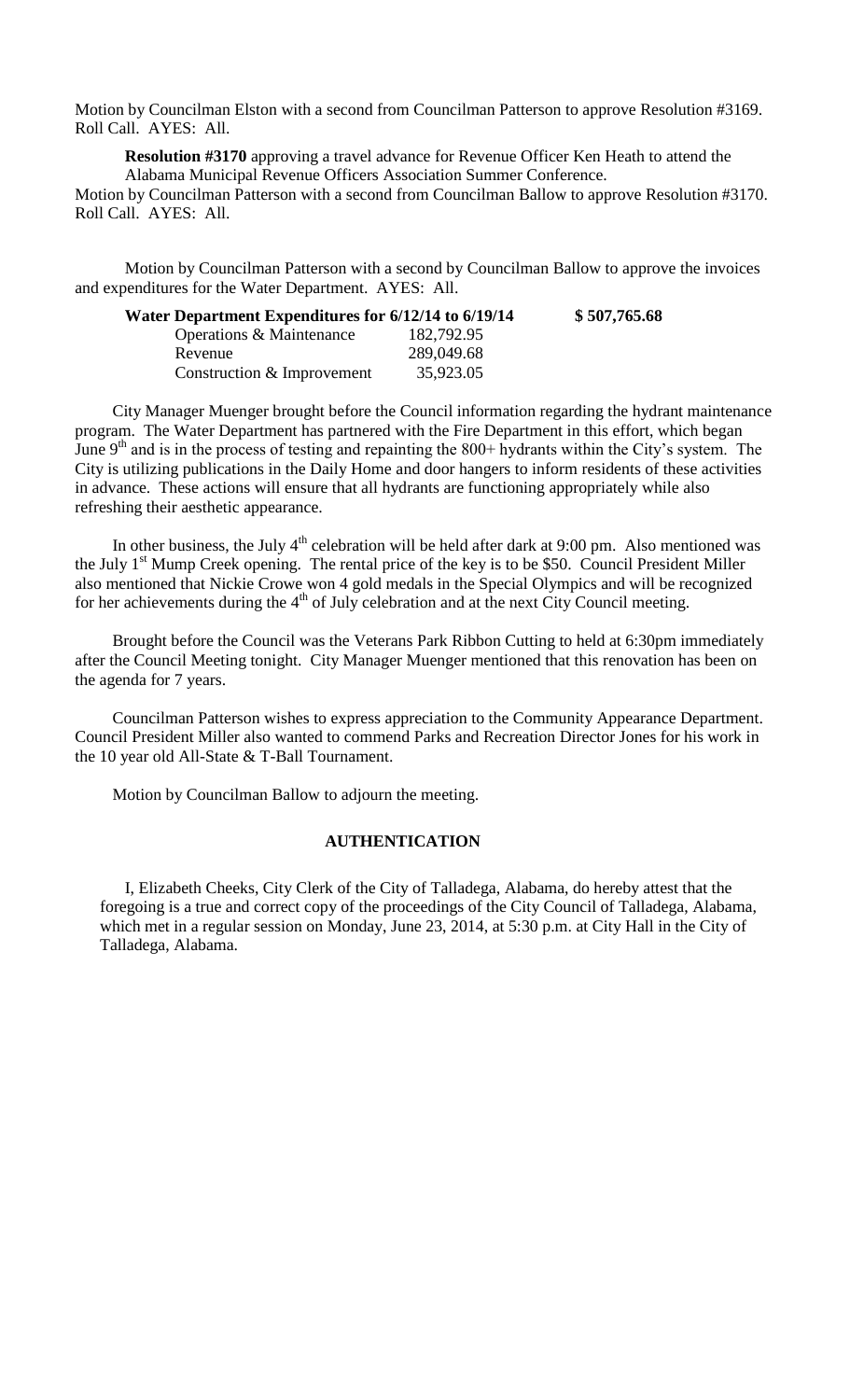Motion by Councilman Elston with a second from Councilman Patterson to approve Resolution #3169. Roll Call. AYES: All.

**Resolution #3170** approving a travel advance for Revenue Officer Ken Heath to attend the Alabama Municipal Revenue Officers Association Summer Conference.

Motion by Councilman Patterson with a second from Councilman Ballow to approve Resolution #3170. Roll Call. AYES: All.

Motion by Councilman Patterson with a second by Councilman Ballow to approve the invoices and expenditures for the Water Department. AYES: All.

| | | |
|---|---|---|
| **Water Department Expenditures for 6/12/14 to 6/19/14** | | **$ 507,765.68** |
| Operations & Maintenance | 182,792.95 | |
| Revenue | 289,049.68 | |
| Construction & Improvement | 35,923.05 | |

City Manager Muenger brought before the Council information regarding the hydrant maintenance program. The Water Department has partnered with the Fire Department in this effort, which began June 9th and is in the process of testing and repainting the 800+ hydrants within the City's system. The City is utilizing publications in the Daily Home and door hangers to inform residents of these activities in advance. These actions will ensure that all hydrants are functioning appropriately while also refreshing their aesthetic appearance.

In other business, the July 4th celebration will be held after dark at 9:00 pm. Also mentioned was the July 1st Mump Creek opening. The rental price of the key is to be $50. Council President Miller also mentioned that Nickie Crowe won 4 gold medals in the Special Olympics and will be recognized for her achievements during the 4th of July celebration and at the next City Council meeting.

Brought before the Council was the Veterans Park Ribbon Cutting to held at 6:30pm immediately after the Council Meeting tonight. City Manager Muenger mentioned that this renovation has been on the agenda for 7 years.

Councilman Patterson wishes to express appreciation to the Community Appearance Department. Council President Miller also wanted to commend Parks and Recreation Director Jones for his work in the 10 year old All-State & T-Ball Tournament.

Motion by Councilman Ballow to adjourn the meeting.

## AUTHENTICATION

I, Elizabeth Cheeks, City Clerk of the City of Talladega, Alabama, do hereby attest that the foregoing is a true and correct copy of the proceedings of the City Council of Talladega, Alabama, which met in a regular session on Monday, June 23, 2014, at 5:30 p.m. at City Hall in the City of Talladega, Alabama.